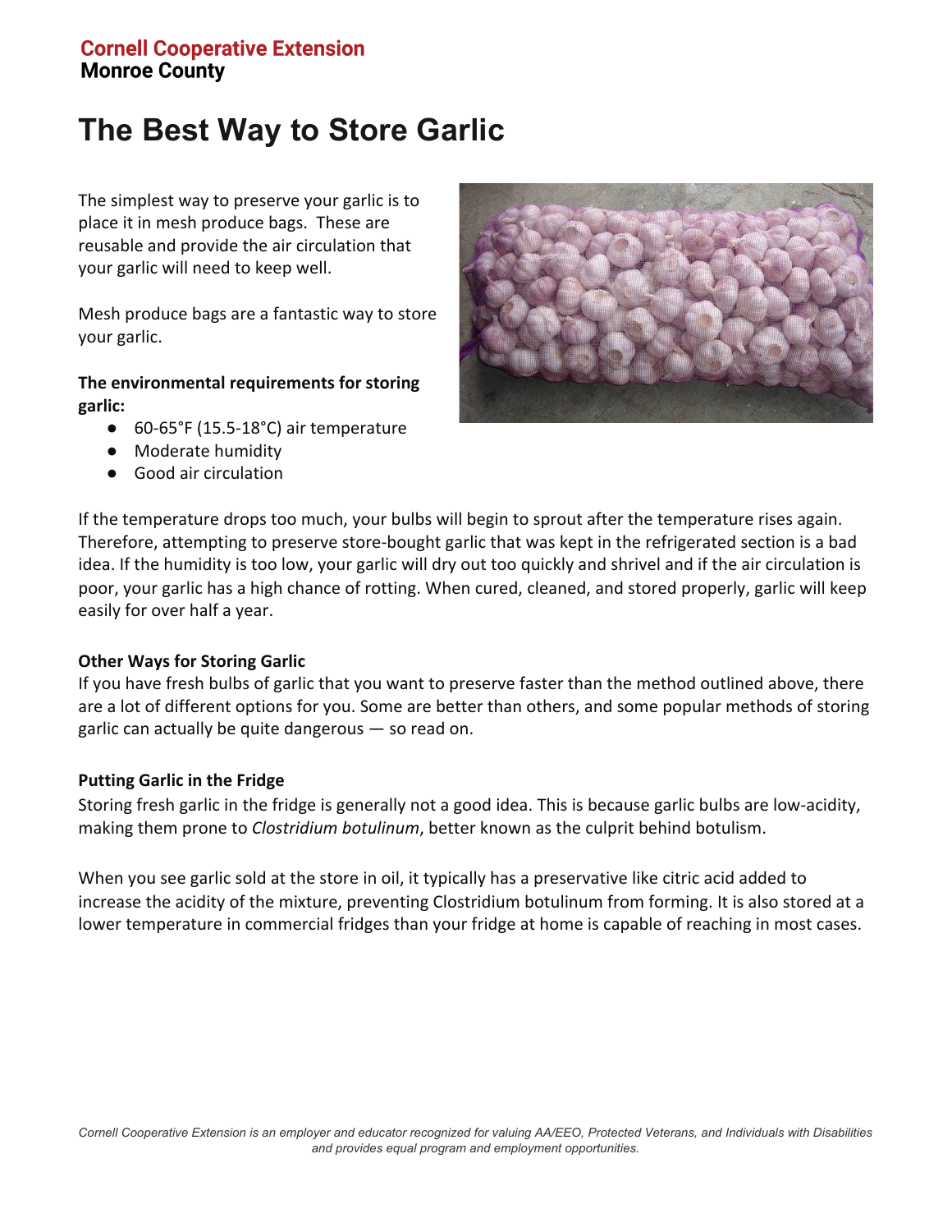**Cornell Cooperative Extension**
**Monroe County**

# The Best Way to Store Garlic

The simplest way to preserve your garlic is to place it in mesh produce bags. These are reusable and provide the air circulation that your garlic will need to keep well.

Mesh produce bags are a fantastic way to store your garlic.

**The environmental requirements for storing garlic:**

- 60-65°F (15.5-18°C) air temperature
- Moderate humidity
- Good air circulation

If the temperature drops too much, your bulbs will begin to sprout after the temperature rises again. Therefore, attempting to preserve store-bought garlic that was kept in the refrigerated section is a bad idea. If the humidity is too low, your garlic will dry out too quickly and shrivel and if the air circulation is poor, your garlic has a high chance of rotting. When cured, cleaned, and stored properly, garlic will keep easily for over half a year.

**Other Ways for Storing Garlic**

If you have fresh bulbs of garlic that you want to preserve faster than the method outlined above, there are a lot of different options for you. Some are better than others, and some popular methods of storing garlic can actually be quite dangerous — so read on.

**Putting Garlic in the Fridge**

Storing fresh garlic in the fridge is generally not a good idea. This is because garlic bulbs are low-acidity, making them prone to *Clostridium botulinum*, better known as the culprit behind botulism.

When you see garlic sold at the store in oil, it typically has a preservative like citric acid added to increase the acidity of the mixture, preventing Clostridium botulinum from forming. It is also stored at a lower temperature in commercial fridges than your fridge at home is capable of reaching in most cases.

*Cornell Cooperative Extension is an employer and educator recognized for valuing AA/EEO, Protected Veterans, and Individuals with Disabilities and provides equal program and employment opportunities.*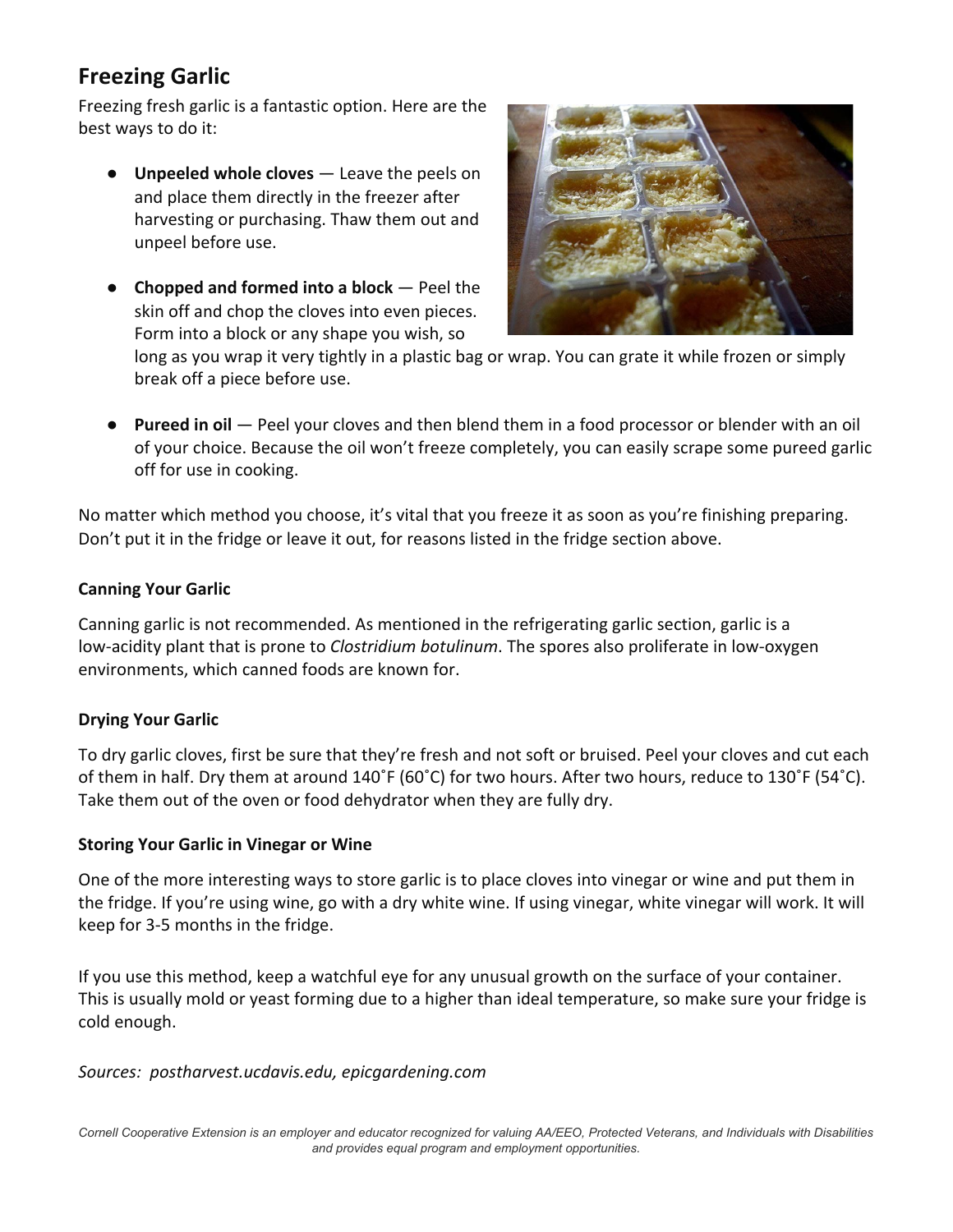## Freezing Garlic

Freezing fresh garlic is a fantastic option. Here are the best ways to do it:

- **Unpeeled whole cloves** — Leave the peels on and place them directly in the freezer after harvesting or purchasing. Thaw them out and unpeel before use.

- **Chopped and formed into a block** — Peel the skin off and chop the cloves into even pieces. Form into a block or any shape you wish, so long as you wrap it very tightly in a plastic bag or wrap. You can grate it while frozen or simply break off a piece before use.

- **Pureed in oil** — Peel your cloves and then blend them in a food processor or blender with an oil of your choice. Because the oil won't freeze completely, you can easily scrape some pureed garlic off for use in cooking.

No matter which method you choose, it's vital that you freeze it as soon as you're finishing preparing. Don't put it in the fridge or leave it out, for reasons listed in the fridge section above.

#### Canning Your Garlic

Canning garlic is not recommended. As mentioned in the refrigerating garlic section, garlic is a low-acidity plant that is prone to *Clostridium botulinum*. The spores also proliferate in low-oxygen environments, which canned foods are known for.

#### Drying Your Garlic

To dry garlic cloves, first be sure that they're fresh and not soft or bruised. Peel your cloves and cut each of them in half. Dry them at around 140˚F (60˚C) for two hours. After two hours, reduce to 130˚F (54˚C). Take them out of the oven or food dehydrator when they are fully dry.

#### Storing Your Garlic in Vinegar or Wine

One of the more interesting ways to store garlic is to place cloves into vinegar or wine and put them in the fridge. If you're using wine, go with a dry white wine. If using vinegar, white vinegar will work. It will keep for 3-5 months in the fridge.

If you use this method, keep a watchful eye for any unusual growth on the surface of your container. This is usually mold or yeast forming due to a higher than ideal temperature, so make sure your fridge is cold enough.

*Sources: postharvest.ucdavis.edu, epicgardening.com*

*Cornell Cooperative Extension is an employer and educator recognized for valuing AA/EEO, Protected Veterans, and Individuals with Disabilities and provides equal program and employment opportunities.*